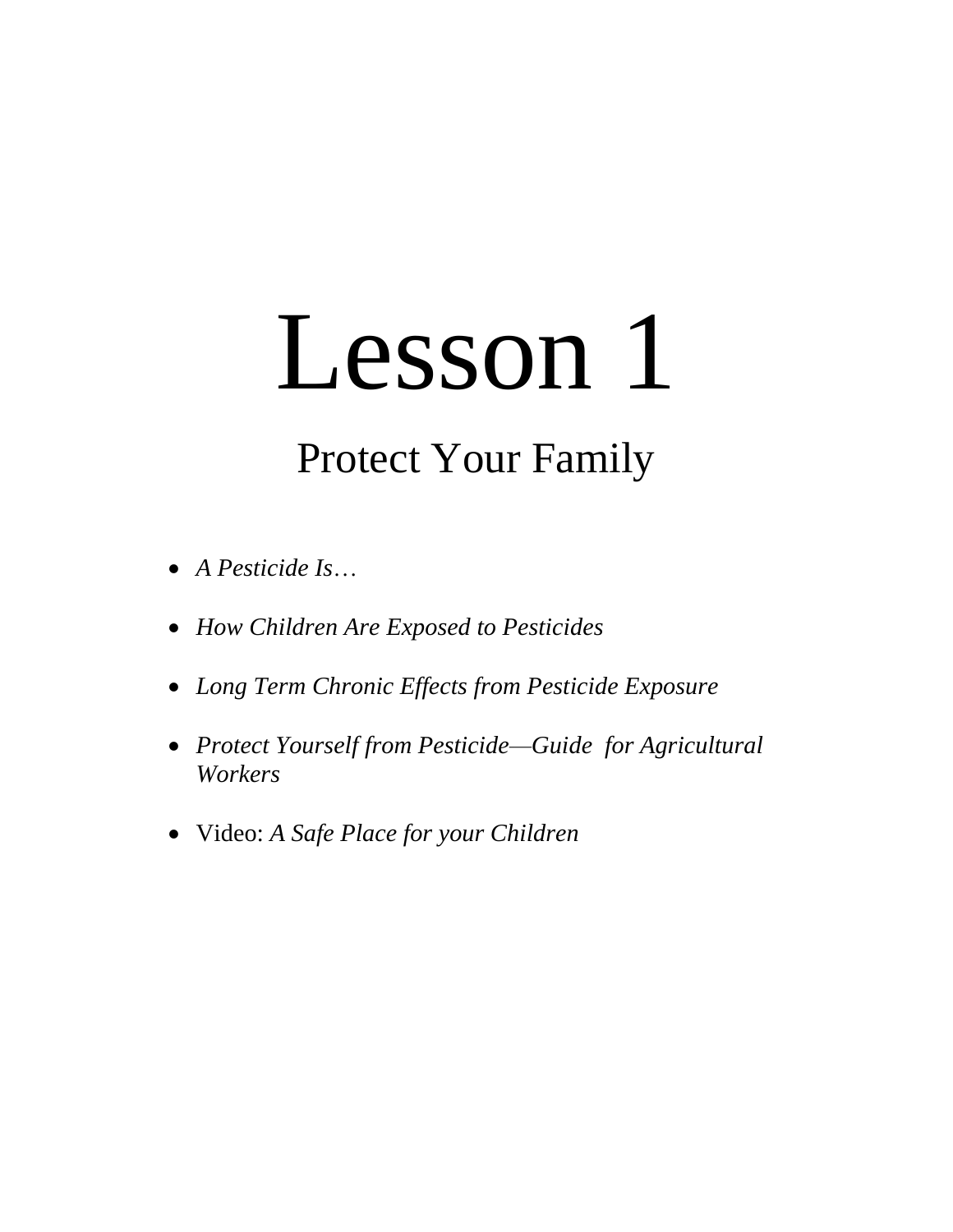# Lesson 1

## Protect Your Family

- *A Pesticide Is…*
- *How Children Are Exposed to Pesticides*
- *Long Term Chronic Effects from Pesticide Exposure*
- *Protect Yourself from Pesticide—Guide for Agricultural Workers*
- Video: *A Safe Place for your Children*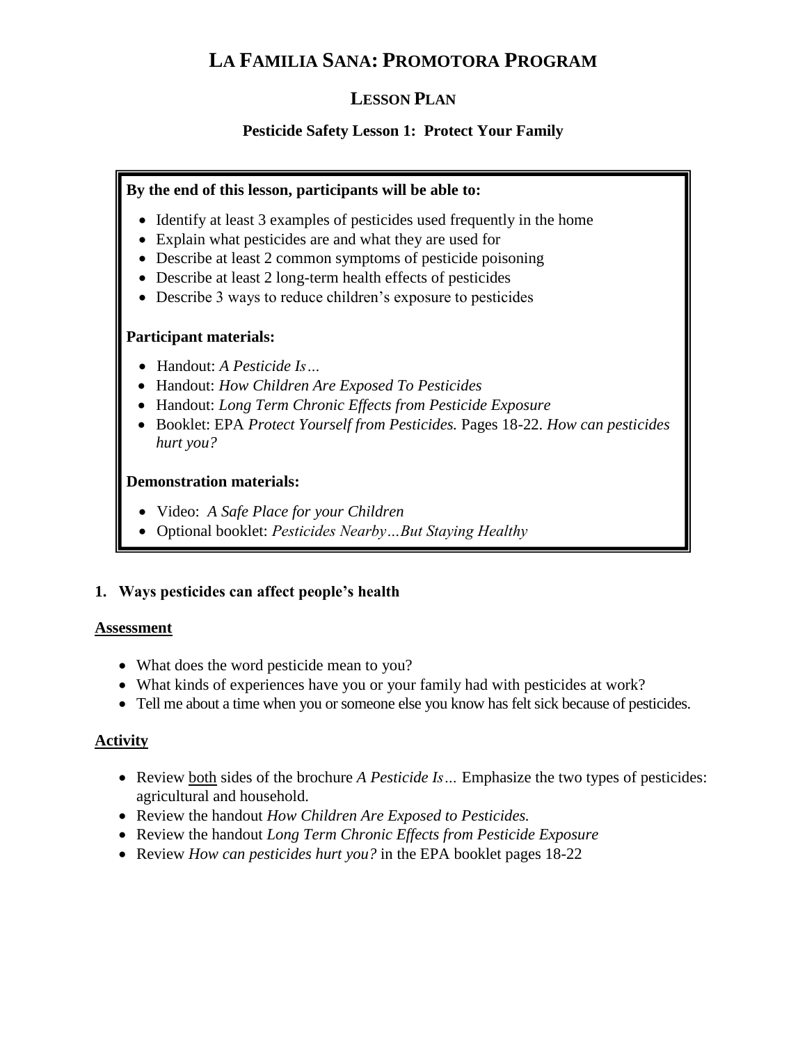# La Familia Sana: Promotora Program

## Lesson Plan

### Pesticide Safety Lesson 1: Protect Your Family

**By the end of this lesson, participants will be able to:**

- Identify at least 3 examples of pesticides used frequently in the home
- Explain what pesticides are and what they are used for
- Describe at least 2 common symptoms of pesticide poisoning
- Describe at least 2 long-term health effects of pesticides
- Describe 3 ways to reduce children's exposure to pesticides

**Participant materials:**

- Handout: *A Pesticide Is…*
- Handout: *How Children Are Exposed To Pesticides*
- Handout: *Long Term Chronic Effects from Pesticide Exposure*
- Booklet: EPA *Protect Yourself from Pesticides.* Pages 18-22. *How can pesticides hurt you?*

**Demonstration materials:**

- Video: *A Safe Place for your Children*
- Optional booklet: *Pesticides Nearby…But Staying Healthy*

**1. Ways pesticides can affect people's health**

**Assessment**

- What does the word pesticide mean to you?
- What kinds of experiences have you or your family had with pesticides at work?
- Tell me about a time when you or someone else you know has felt sick because of pesticides.

**Activity**

- Review both sides of the brochure *A Pesticide Is…* Emphasize the two types of pesticides: agricultural and household.
- Review the handout *How Children Are Exposed to Pesticides.*
- Review the handout *Long Term Chronic Effects from Pesticide Exposure*
- Review *How can pesticides hurt you?* in the EPA booklet pages 18-22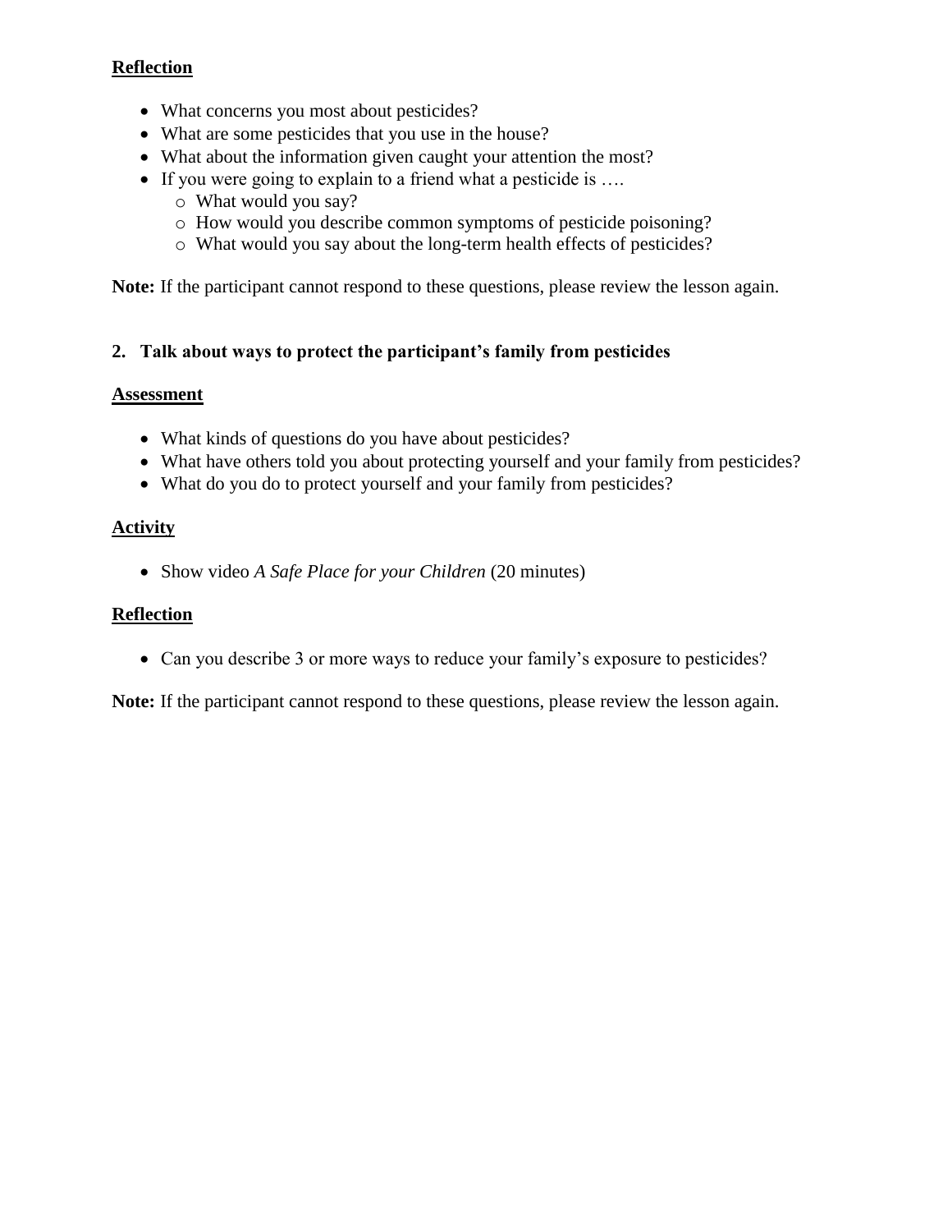**Reflection**

- What concerns you most about pesticides?
- What are some pesticides that you use in the house?
- What about the information given caught your attention the most?
- If you were going to explain to a friend what a pesticide is ….
  - What would you say?
  - How would you describe common symptoms of pesticide poisoning?
  - What would you say about the long-term health effects of pesticides?

**Note:** If the participant cannot respond to these questions, please review the lesson again.

**2. Talk about ways to protect the participant's family from pesticides**

**Assessment**

- What kinds of questions do you have about pesticides?
- What have others told you about protecting yourself and your family from pesticides?
- What do you do to protect yourself and your family from pesticides?

**Activity**

- Show video *A Safe Place for your Children* (20 minutes)

**Reflection**

- Can you describe 3 or more ways to reduce your family's exposure to pesticides?

**Note:** If the participant cannot respond to these questions, please review the lesson again.